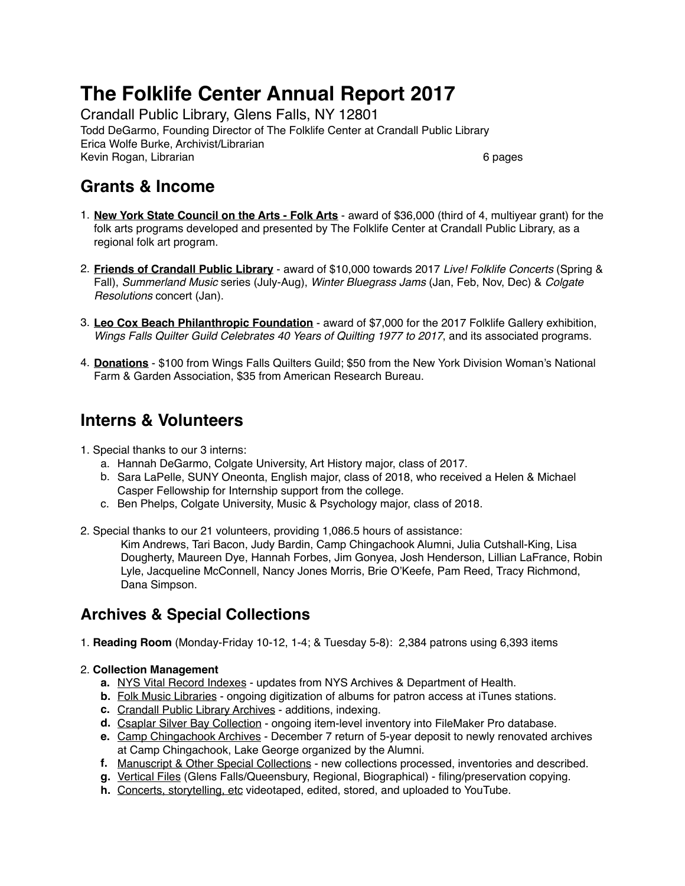# The Folklife Center Annual Report 2017

Crandall Public Library, Glens Falls, NY 12801
Todd DeGarmo, Founding Director of The Folklife Center at Crandall Public Library
Erica Wolfe Burke, Archivist/Librarian
Kevin Rogan, Librarian 6 pages

## Grants & Income

1. **New York State Council on the Arts - Folk Arts** - award of $36,000 (third of 4, multiyear grant) for the folk arts programs developed and presented by The Folklife Center at Crandall Public Library, as a regional folk art program.

2. **Friends of Crandall Public Library** - award of $10,000 towards 2017 *Live! Folklife Concerts* (Spring & Fall), *Summerland Music* series (July-Aug), *Winter Bluegrass Jams* (Jan, Feb, Nov, Dec) & *Colgate Resolutions* concert (Jan).

3. **Leo Cox Beach Philanthropic Foundation** - award of $7,000 for the 2017 Folklife Gallery exhibition, *Wings Falls Quilter Guild Celebrates 40 Years of Quilting 1977 to 2017*, and its associated programs.

4. **Donations** - $100 from Wings Falls Quilters Guild; $50 from the New York Division Woman's National Farm & Garden Association, $35 from American Research Bureau.

## Interns & Volunteers

1. Special thanks to our 3 interns:
   a. Hannah DeGarmo, Colgate University, Art History major, class of 2017.
   b. Sara LaPelle, SUNY Oneonta, English major, class of 2018, who received a Helen & Michael Casper Fellowship for Internship support from the college.
   c. Ben Phelps, Colgate University, Music & Psychology major, class of 2018.

2. Special thanks to our 21 volunteers, providing 1,086.5 hours of assistance:
   Kim Andrews, Tari Bacon, Judy Bardin, Camp Chingachook Alumni, Julia Cutshall-King, Lisa Dougherty, Maureen Dye, Hannah Forbes, Jim Gonyea, Josh Henderson, Lillian LaFrance, Robin Lyle, Jacqueline McConnell, Nancy Jones Morris, Brie O'Keefe, Pam Reed, Tracy Richmond, Dana Simpson.

## Archives & Special Collections

1. **Reading Room** (Monday-Friday 10-12, 1-4; & Tuesday 5-8): 2,384 patrons using 6,393 items

2. **Collection Management**
   **a.** NYS Vital Record Indexes - updates from NYS Archives & Department of Health.
   **b.** Folk Music Libraries - ongoing digitization of albums for patron access at iTunes stations.
   **c.** Crandall Public Library Archives - additions, indexing.
   **d.** Csaplar Silver Bay Collection - ongoing item-level inventory into FileMaker Pro database.
   **e.** Camp Chingachook Archives - December 7 return of 5-year deposit to newly renovated archives at Camp Chingachook, Lake George organized by the Alumni.
   **f.** Manuscript & Other Special Collections - new collections processed, inventories and described.
   **g.** Vertical Files (Glens Falls/Queensbury, Regional, Biographical) - filing/preservation copying.
   **h.** Concerts, storytelling, etc videotaped, edited, stored, and uploaded to YouTube.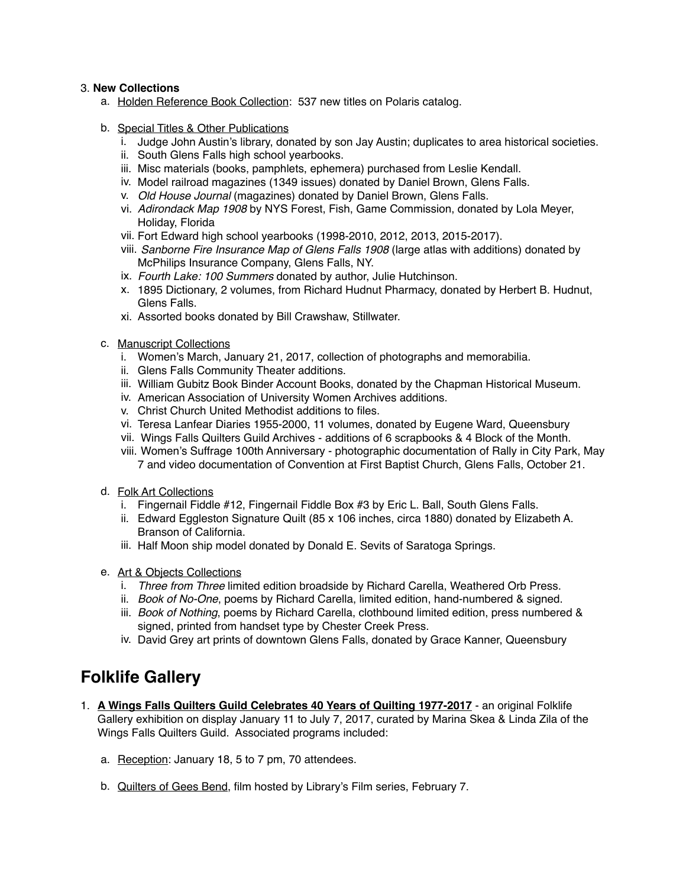3. **New Collections**
   a. Holden Reference Book Collection:  537 new titles on Polaris catalog.

   b. Special Titles & Other Publications
      i. Judge John Austin's library, donated by son Jay Austin; duplicates to area historical societies.
      ii. South Glens Falls high school yearbooks.
      iii. Misc materials (books, pamphlets, ephemera) purchased from Leslie Kendall.
      iv. Model railroad magazines (1349 issues) donated by Daniel Brown, Glens Falls.
      v. *Old House Journal* (magazines) donated by Daniel Brown, Glens Falls.
      vi. *Adirondack Map 1908* by NYS Forest, Fish, Game Commission, donated by Lola Meyer, Holiday, Florida
      vii. Fort Edward high school yearbooks (1998-2010, 2012, 2013, 2015-2017).
      viii. *Sanborne Fire Insurance Map of Glens Falls 1908* (large atlas with additions) donated by McPhilips Insurance Company, Glens Falls, NY.
      ix. *Fourth Lake: 100 Summers* donated by author, Julie Hutchinson.
      x. 1895 Dictionary, 2 volumes, from Richard Hudnut Pharmacy, donated by Herbert B. Hudnut, Glens Falls.
      xi. Assorted books donated by Bill Crawshaw, Stillwater.

   c. Manuscript Collections
      i. Women's March, January 21, 2017, collection of photographs and memorabilia.
      ii. Glens Falls Community Theater additions.
      iii. William Gubitz Book Binder Account Books, donated by the Chapman Historical Museum.
      iv. American Association of University Women Archives additions.
      v. Christ Church United Methodist additions to files.
      vi. Teresa Lanfear Diaries 1955-2000, 11 volumes, donated by Eugene Ward, Queensbury
      vii. Wings Falls Quilters Guild Archives - additions of 6 scrapbooks & 4 Block of the Month.
      viii. Women's Suffrage 100th Anniversary - photographic documentation of Rally in City Park, May 7 and video documentation of Convention at First Baptist Church, Glens Falls, October 21.

   d. Folk Art Collections
      i. Fingernail Fiddle #12, Fingernail Fiddle Box #3 by Eric L. Ball, South Glens Falls.
      ii. Edward Eggleston Signature Quilt (85 x 106 inches, circa 1880) donated by Elizabeth A. Branson of California.
      iii. Half Moon ship model donated by Donald E. Sevits of Saratoga Springs.

   e. Art & Objects Collections
      i. *Three from Three* limited edition broadside by Richard Carella, Weathered Orb Press.
      ii. *Book of No-One*, poems by Richard Carella, limited edition, hand-numbered & signed.
      iii. *Book of Nothing*, poems by Richard Carella, clothbound limited edition, press numbered & signed, printed from handset type by Chester Creek Press.
      iv. David Grey art prints of downtown Glens Falls, donated by Grace Kanner, Queensbury

# Folklife Gallery

1. **A Wings Falls Quilters Guild Celebrates 40 Years of Quilting 1977-2017** - an original Folklife Gallery exhibition on display January 11 to July 7, 2017, curated by Marina Skea & Linda Zila of the Wings Falls Quilters Guild.  Associated programs included:

   a. Reception: January 18, 5 to 7 pm, 70 attendees.

   b. Quilters of Gees Bend, film hosted by Library's Film series, February 7.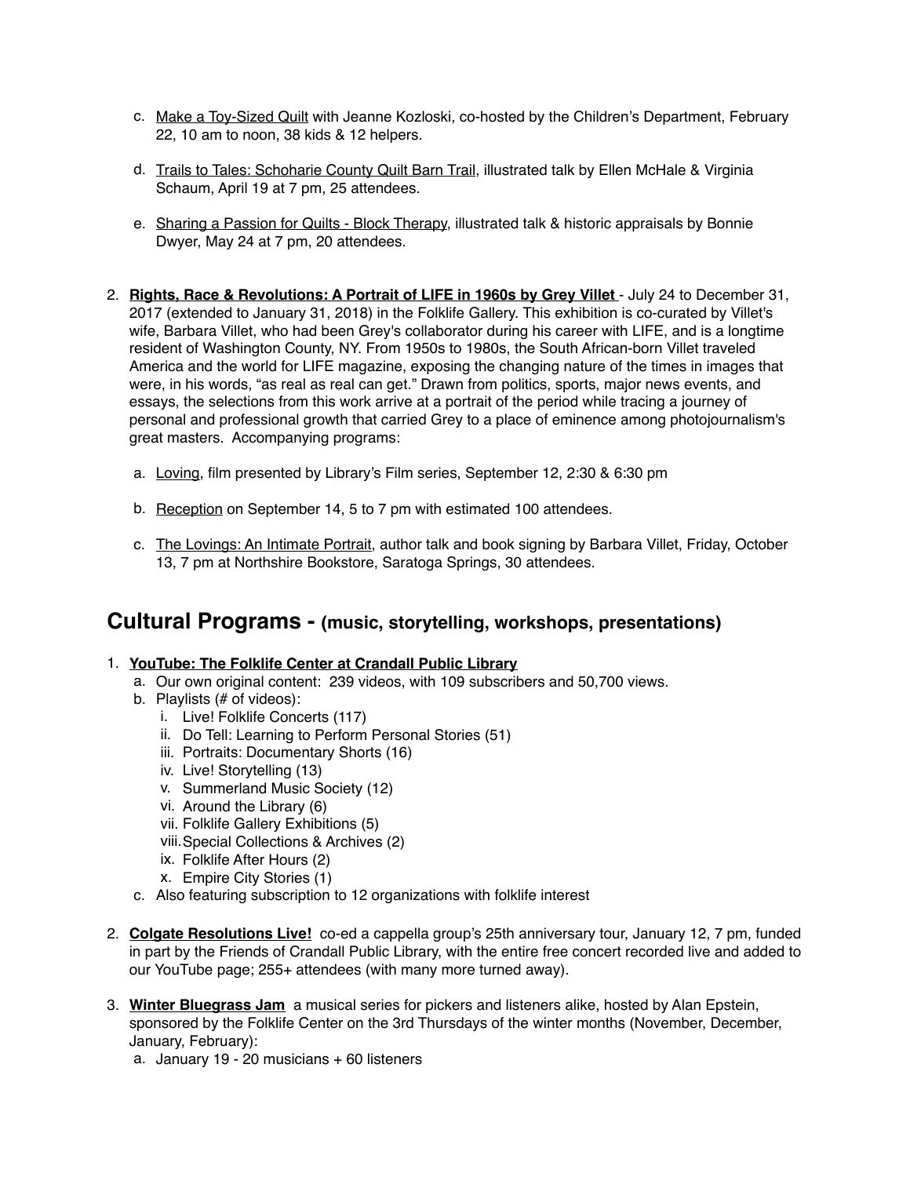c. Make a Toy-Sized Quilt with Jeanne Kozloski, co-hosted by the Children's Department, February 22, 10 am to noon, 38 kids & 12 helpers.

d. Trails to Tales: Schoharie County Quilt Barn Trail, illustrated talk by Ellen McHale & Virginia Schaum, April 19 at 7 pm, 25 attendees.

e. Sharing a Passion for Quilts - Block Therapy, illustrated talk & historic appraisals by Bonnie Dwyer, May 24 at 7 pm, 20 attendees.

2. **Rights, Race & Revolutions: A Portrait of LIFE in 1960s by Grey Villet** - July 24 to December 31, 2017 (extended to January 31, 2018) in the Folklife Gallery. This exhibition is co-curated by Villet's wife, Barbara Villet, who had been Grey's collaborator during his career with LIFE, and is a longtime resident of Washington County, NY. From 1950s to 1980s, the South African-born Villet traveled America and the world for LIFE magazine, exposing the changing nature of the times in images that were, in his words, "as real as real can get." Drawn from politics, sports, major news events, and essays, the selections from this work arrive at a portrait of the period while tracing a journey of personal and professional growth that carried Grey to a place of eminence among photojournalism's great masters. Accompanying programs:

   a. Loving, film presented by Library's Film series, September 12, 2:30 & 6:30 pm

   b. Reception on September 14, 5 to 7 pm with estimated 100 attendees.

   c. The Lovings: An Intimate Portrait, author talk and book signing by Barbara Villet, Friday, October 13, 7 pm at Northshire Bookstore, Saratoga Springs, 30 attendees.

## Cultural Programs - (music, storytelling, workshops, presentations)

1. **YouTube: The Folklife Center at Crandall Public Library**
   a. Our own original content: 239 videos, with 109 subscribers and 50,700 views.
   b. Playlists (# of videos):
      i. Live! Folklife Concerts (117)
      ii. Do Tell: Learning to Perform Personal Stories (51)
      iii. Portraits: Documentary Shorts (16)
      iv. Live! Storytelling (13)
      v. Summerland Music Society (12)
      vi. Around the Library (6)
      vii. Folklife Gallery Exhibitions (5)
      viii. Special Collections & Archives (2)
      ix. Folklife After Hours (2)
      x. Empire City Stories (1)
   c. Also featuring subscription to 12 organizations with folklife interest

2. **Colgate Resolutions Live!** co-ed a cappella group's 25th anniversary tour, January 12, 7 pm, funded in part by the Friends of Crandall Public Library, with the entire free concert recorded live and added to our YouTube page; 255+ attendees (with many more turned away).

3. **Winter Bluegrass Jam** a musical series for pickers and listeners alike, hosted by Alan Epstein, sponsored by the Folklife Center on the 3rd Thursdays of the winter months (November, December, January, February):
   a. January 19 - 20 musicians + 60 listeners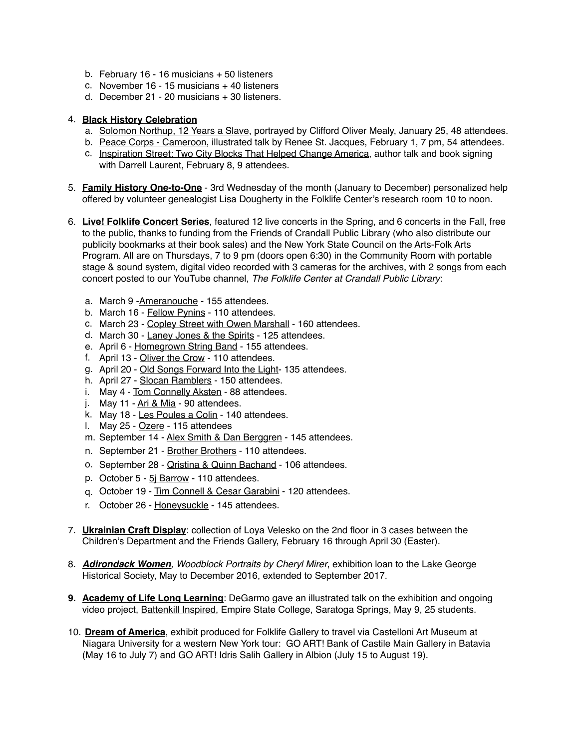b. February 16 - 16 musicians + 50 listeners
c. November 16 - 15 musicians + 40 listeners
d. December 21 - 20 musicians + 30 listeners.

4. **Black History Celebration**
   a. Solomon Northup, 12 Years a Slave, portrayed by Clifford Oliver Mealy, January 25, 48 attendees.
   b. Peace Corps - Cameroon, illustrated talk by Renee St. Jacques, February 1, 7 pm, 54 attendees.
   c. Inspiration Street: Two City Blocks That Helped Change America, author talk and book signing with Darrell Laurent, February 8, 9 attendees.

5. **Family History One-to-One** - 3rd Wednesday of the month (January to December) personalized help offered by volunteer genealogist Lisa Dougherty in the Folklife Center's research room 10 to noon.

6. **Live! Folklife Concert Series**, featured 12 live concerts in the Spring, and 6 concerts in the Fall, free to the public, thanks to funding from the Friends of Crandall Public Library (who also distribute our publicity bookmarks at their book sales) and the New York State Council on the Arts-Folk Arts Program. All are on Thursdays, 7 to 9 pm (doors open 6:30) in the Community Room with portable stage & sound system, digital video recorded with 3 cameras for the archives, with 2 songs from each concert posted to our YouTube channel, *The Folklife Center at Crandall Public Library*:

   a. March 9 -Ameranouche - 155 attendees.
   b. March 16 - Fellow Pynins - 110 attendees.
   c. March 23 - Copley Street with Owen Marshall - 160 attendees.
   d. March 30 - Laney Jones & the Spirits - 125 attendees.
   e. April 6 - Homegrown String Band - 155 attendees.
   f. April 13 - Oliver the Crow - 110 attendees.
   g. April 20 - Old Songs Forward Into the Light- 135 attendees.
   h. April 27 - Slocan Ramblers - 150 attendees.
   i. May 4 - Tom Connelly Aksten - 88 attendees.
   j. May 11 - Ari & Mia - 90 attendees.
   k. May 18 - Les Poules a Colin - 140 attendees.
   l. May 25 - Ozere - 115 attendees
   m. September 14 - Alex Smith & Dan Berggren - 145 attendees.
   n. September 21 - Brother Brothers - 110 attendees.
   o. September 28 - Qristina & Quinn Bachand - 106 attendees.
   p. October 5 - 5j Barrow - 110 attendees.
   q. October 19 - Tim Connell & Cesar Garabini - 120 attendees.
   r. October 26 - Honeysuckle - 145 attendees.

7. **Ukrainian Craft Display**: collection of Loya Velesko on the 2nd floor in 3 cases between the Children's Department and the Friends Gallery, February 16 through April 30 (Easter).

8. ***Adirondack Women**, Woodblock Portraits by Cheryl Mirer*, exhibition loan to the Lake George Historical Society, May to December 2016, extended to September 2017.

9. **Academy of Life Long Learning**: DeGarmo gave an illustrated talk on the exhibition and ongoing video project, Battenkill Inspired, Empire State College, Saratoga Springs, May 9, 25 students.

10. **Dream of America**, exhibit produced for Folklife Gallery to travel via Castelloni Art Museum at Niagara University for a western New York tour: GO ART! Bank of Castile Main Gallery in Batavia (May 16 to July 7) and GO ART! Idris Salih Gallery in Albion (July 15 to August 19).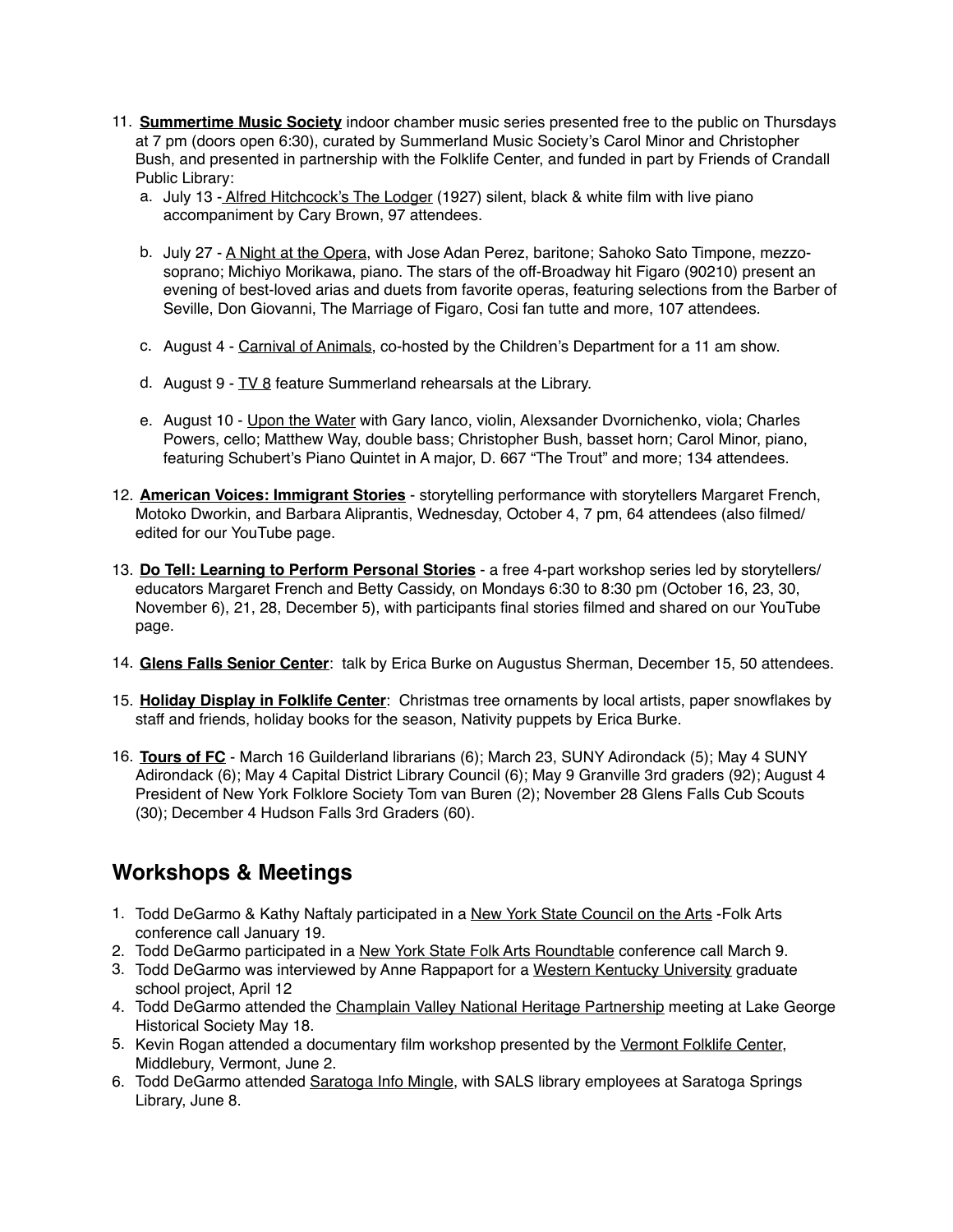11. **Summertime Music Society** indoor chamber music series presented free to the public on Thursdays at 7 pm (doors open 6:30), curated by Summerland Music Society's Carol Minor and Christopher Bush, and presented in partnership with the Folklife Center, and funded in part by Friends of Crandall Public Library:
    a. July 13 - Alfred Hitchcock's The Lodger (1927) silent, black & white film with live piano accompaniment by Cary Brown, 97 attendees.
    b. July 27 - A Night at the Opera, with Jose Adan Perez, baritone; Sahoko Sato Timpone, mezzo-soprano; Michiyo Morikawa, piano. The stars of the off-Broadway hit Figaro (90210) present an evening of best-loved arias and duets from favorite operas, featuring selections from the Barber of Seville, Don Giovanni, The Marriage of Figaro, Cosi fan tutte and more, 107 attendees.
    c. August 4 - Carnival of Animals, co-hosted by the Children's Department for a 11 am show.
    d. August 9 - TV 8 feature Summerland rehearsals at the Library.
    e. August 10 - Upon the Water with Gary Ianco, violin, Alexsander Dvornichenko, viola; Charles Powers, cello; Matthew Way, double bass; Christopher Bush, basset horn; Carol Minor, piano, featuring Schubert's Piano Quintet in A major, D. 667 "The Trout" and more; 134 attendees.
12. **American Voices: Immigrant Stories** - storytelling performance with storytellers Margaret French, Motoko Dworkin, and Barbara Aliprantis, Wednesday, October 4, 7 pm, 64 attendees (also filmed/ edited for our YouTube page.
13. **Do Tell: Learning to Perform Personal Stories** - a free 4-part workshop series led by storytellers/ educators Margaret French and Betty Cassidy, on Mondays 6:30 to 8:30 pm (October 16, 23, 30, November 6), 21, 28, December 5), with participants final stories filmed and shared on our YouTube page.
14. **Glens Falls Senior Center**: talk by Erica Burke on Augustus Sherman, December 15, 50 attendees.
15. **Holiday Display in Folklife Center**: Christmas tree ornaments by local artists, paper snowflakes by staff and friends, holiday books for the season, Nativity puppets by Erica Burke.
16. **Tours of FC** - March 16 Guilderland librarians (6); March 23, SUNY Adirondack (5); May 4 SUNY Adirondack (6); May 4 Capital District Library Council (6); May 9 Granville 3rd graders (92); August 4 President of New York Folklore Society Tom van Buren (2); November 28 Glens Falls Cub Scouts (30); December 4 Hudson Falls 3rd Graders (60).

## Workshops & Meetings

1. Todd DeGarmo & Kathy Naftaly participated in a New York State Council on the Arts -Folk Arts conference call January 19.
2. Todd DeGarmo participated in a New York State Folk Arts Roundtable conference call March 9.
3. Todd DeGarmo was interviewed by Anne Rappaport for a Western Kentucky University graduate school project, April 12
4. Todd DeGarmo attended the Champlain Valley National Heritage Partnership meeting at Lake George Historical Society May 18.
5. Kevin Rogan attended a documentary film workshop presented by the Vermont Folklife Center, Middlebury, Vermont, June 2.
6. Todd DeGarmo attended Saratoga Info Mingle, with SALS library employees at Saratoga Springs Library, June 8.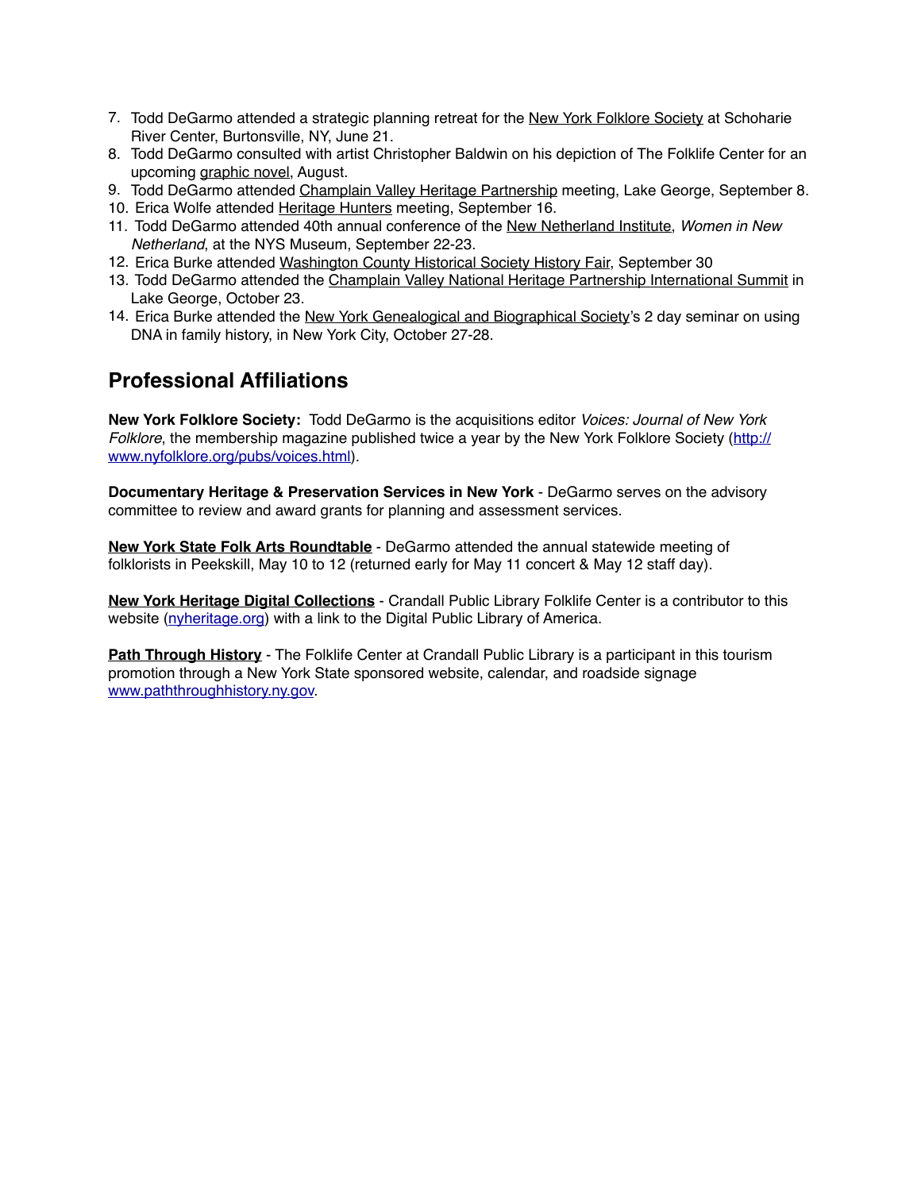7. Todd DeGarmo attended a strategic planning retreat for the New York Folklore Society at Schoharie River Center, Burtonsville, NY, June 21.
8. Todd DeGarmo consulted with artist Christopher Baldwin on his depiction of The Folklife Center for an upcoming graphic novel, August.
9. Todd DeGarmo attended Champlain Valley Heritage Partnership meeting, Lake George, September 8.
10. Erica Wolfe attended Heritage Hunters meeting, September 16.
11. Todd DeGarmo attended 40th annual conference of the New Netherland Institute, *Women in New Netherland*, at the NYS Museum, September 22-23.
12. Erica Burke attended Washington County Historical Society History Fair, September 30
13. Todd DeGarmo attended the Champlain Valley National Heritage Partnership International Summit in Lake George, October 23.
14. Erica Burke attended the New York Genealogical and Biographical Society's 2 day seminar on using DNA in family history, in New York City, October 27-28.

## Professional Affiliations

**New York Folklore Society:** Todd DeGarmo is the acquisitions editor *Voices: Journal of New York Folklore*, the membership magazine published twice a year by the New York Folklore Society (http://www.nyfolklore.org/pubs/voices.html).

**Documentary Heritage & Preservation Services in New York** - DeGarmo serves on the advisory committee to review and award grants for planning and assessment services.

**New York State Folk Arts Roundtable** - DeGarmo attended the annual statewide meeting of folklorists in Peekskill, May 10 to 12 (returned early for May 11 concert & May 12 staff day).

**New York Heritage Digital Collections** - Crandall Public Library Folklife Center is a contributor to this website (nyheritage.org) with a link to the Digital Public Library of America.

**Path Through History** - The Folklife Center at Crandall Public Library is a participant in this tourism promotion through a New York State sponsored website, calendar, and roadside signage www.paththroughhistory.ny.gov.